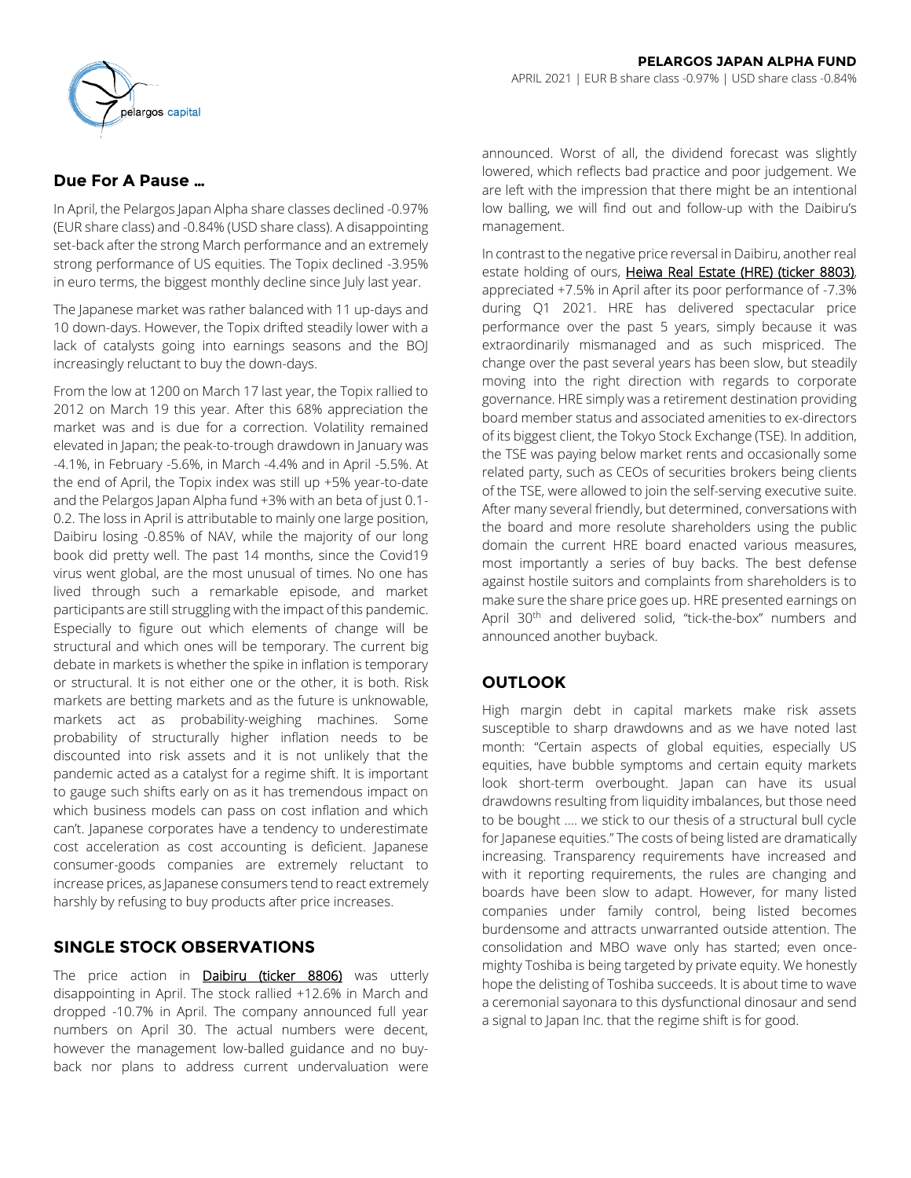**PELARGOS JAPAN ALPHA FUND**

APRIL 2021 | EUR B share class -0.97% | USD share class -0.84%

## Due For A Pause …

In April, the Pelargos Japan Alpha share classes declined -0.97% (EUR share class) and -0.84% (USD share class). A disappointing set-back after the strong March performance and an extremely strong performance of US equities. The Topix declined -3.95% in euro terms, the biggest monthly decline since July last year.

The Japanese market was rather balanced with 11 up-days and 10 down-days. However, the Topix drifted steadily lower with a lack of catalysts going into earnings seasons and the BOJ increasingly reluctant to buy the down-days.

From the low at 1200 on March 17 last year, the Topix rallied to 2012 on March 19 this year. After this 68% appreciation the market was and is due for a correction. Volatility remained elevated in Japan; the peak-to-trough drawdown in January was -4.1%, in February -5.6%, in March -4.4% and in April -5.5%. At the end of April, the Topix index was still up +5% year-to-date and the Pelargos Japan Alpha fund +3% with an beta of just 0.1-0.2. The loss in April is attributable to mainly one large position, Daibiru losing -0.85% of NAV, while the majority of our long book did pretty well. The past 14 months, since the Covid19 virus went global, are the most unusual of times. No one has lived through such a remarkable episode, and market participants are still struggling with the impact of this pandemic. Especially to figure out which elements of change will be structural and which ones will be temporary. The current big debate in markets is whether the spike in inflation is temporary or structural. It is not either one or the other, it is both. Risk markets are betting markets and as the future is unknowable, markets act as probability-weighing machines. Some probability of structurally higher inflation needs to be discounted into risk assets and it is not unlikely that the pandemic acted as a catalyst for a regime shift. It is important to gauge such shifts early on as it has tremendous impact on which business models can pass on cost inflation and which can't. Japanese corporates have a tendency to underestimate cost acceleration as cost accounting is deficient. Japanese consumer-goods companies are extremely reluctant to increase prices, as Japanese consumers tend to react extremely harshly by refusing to buy products after price increases.

## SINGLE STOCK OBSERVATIONS

The price action in Daibiru (ticker 8806) was utterly disappointing in April. The stock rallied +12.6% in March and dropped -10.7% in April. The company announced full year numbers on April 30. The actual numbers were decent, however the management low-balled guidance and no buy-back nor plans to address current undervaluation were announced. Worst of all, the dividend forecast was slightly lowered, which reflects bad practice and poor judgement. We are left with the impression that there might be an intentional low balling, we will find out and follow-up with the Daibiru's management.

In contrast to the negative price reversal in Daibiru, another real estate holding of ours, Heiwa Real Estate (HRE) (ticker 8803), appreciated +7.5% in April after its poor performance of -7.3% during Q1 2021. HRE has delivered spectacular price performance over the past 5 years, simply because it was extraordinarily mismanaged and as such mispriced. The change over the past several years has been slow, but steadily moving into the right direction with regards to corporate governance. HRE simply was a retirement destination providing board member status and associated amenities to ex-directors of its biggest client, the Tokyo Stock Exchange (TSE). In addition, the TSE was paying below market rents and occasionally some related party, such as CEOs of securities brokers being clients of the TSE, were allowed to join the self-serving executive suite. After many several friendly, but determined, conversations with the board and more resolute shareholders using the public domain the current HRE board enacted various measures, most importantly a series of buy backs. The best defense against hostile suitors and complaints from shareholders is to make sure the share price goes up. HRE presented earnings on April 30th and delivered solid, "tick-the-box" numbers and announced another buyback.

## OUTLOOK

High margin debt in capital markets make risk assets susceptible to sharp drawdowns and as we have noted last month: "Certain aspects of global equities, especially US equities, have bubble symptoms and certain equity markets look short-term overbought. Japan can have its usual drawdowns resulting from liquidity imbalances, but those need to be bought …. we stick to our thesis of a structural bull cycle for Japanese equities." The costs of being listed are dramatically increasing. Transparency requirements have increased and with it reporting requirements, the rules are changing and boards have been slow to adapt. However, for many listed companies under family control, being listed becomes burdensome and attracts unwarranted outside attention. The consolidation and MBO wave only has started; even once-mighty Toshiba is being targeted by private equity. We honestly hope the delisting of Toshiba succeeds. It is about time to wave a ceremonial sayonara to this dysfunctional dinosaur and send a signal to Japan Inc. that the regime shift is for good.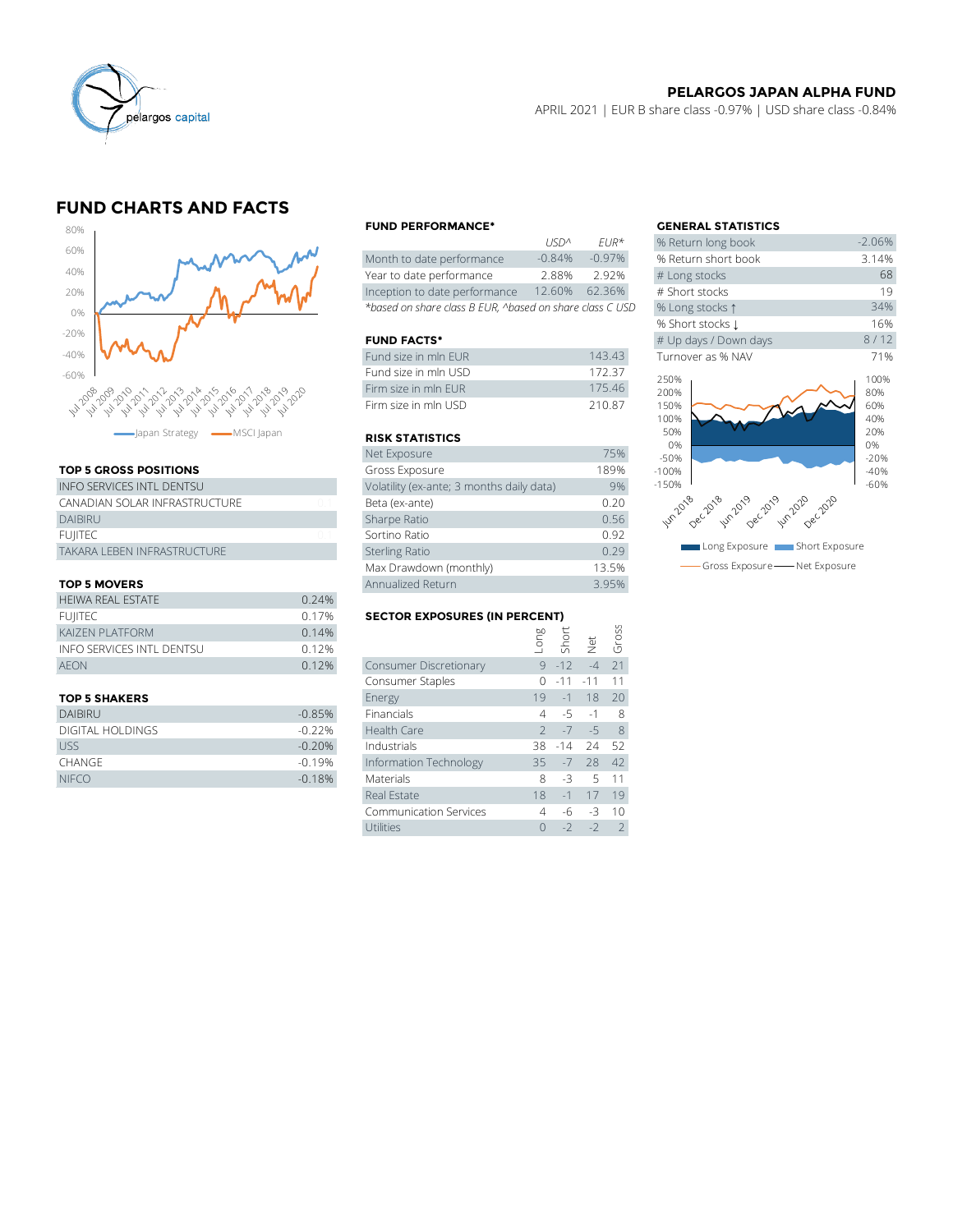**PELARGOS JAPAN ALPHA FUND**

APRIL 2021 | EUR B share class -0.97% | USD share class -0.84%

## FUND CHARTS AND FACTS

### FUND PERFORMANCE*

| | USD^ | EUR* |
|---|---|---|
| Month to date performance | -0.84% | -0.97% |
| Year to date performance | 2.88% | 2.92% |
| Inception to date performance | 12.60% | 62.36% |

*based on share class B EUR, ^based on share class C USD

### GENERAL STATISTICS

| | |
|---|---|
| % Return long book | -2.06% |
| % Return short book | 3.14% |
| # Long stocks | 68 |
| # Short stocks | 19 |
| % Long stocks ↑ | 34% |
| % Short stocks ↓ | 16% |
| # Up days / Down days | 8 / 12 |
| Turnover as % NAV | 71% |

### FUND FACTS*

| | |
|---|---|
| Fund size in mln EUR | 143.43 |
| Fund size in mln USD | 172.37 |
| Firm size in mln EUR | 175.46 |
| Firm size in mln USD | 210.87 |

### RISK STATISTICS

| | |
|---|---|
| Net Exposure | 75% |
| Gross Exposure | 189% |
| Volatility (ex-ante; 3 months daily data) | 9% |
| Beta (ex-ante) | 0.20 |
| Sharpe Ratio | 0.56 |
| Sortino Ratio | 0.92 |
| Sterling Ratio | 0.29 |
| Max Drawdown (monthly) | 13.5% |
| Annualized Return | 3.95% |

### TOP 5 GROSS POSITIONS

| |
|---|
| INFO SERVICES INTL DENTSU |
| CANADIAN SOLAR INFRASTRUCTURE |
| DAIBIRU |
| FUJITEC |
| TAKARA LEBEN INFRASTRUCTURE |

### TOP 5 MOVERS

| | |
|---|---|
| HEIWA REAL ESTATE | 0.24% |
| FUJITEC | 0.17% |
| KAIZEN PLATFORM | 0.14% |
| INFO SERVICES INTL DENTSU | 0.12% |
| AEON | 0.12% |

### TOP 5 SHAKERS

| | |
|---|---|
| DAIBIRU | -0.85% |
| DIGITAL HOLDINGS | -0.22% |
| USS | -0.20% |
| CHANGE | -0.19% |
| NIFCO | -0.18% |

### SECTOR EXPOSURES (IN PERCENT)

| | Long | Short | Net | Gross |
|---|---|---|---|---|
| Consumer Discretionary | 9 | -12 | -4 | 21 |
| Consumer Staples | 0 | -11 | -11 | 11 |
| Energy | 19 | -1 | 18 | 20 |
| Financials | 4 | -5 | -1 | 8 |
| Health Care | 2 | -7 | -5 | 8 |
| Industrials | 38 | -14 | 24 | 52 |
| Information Technology | 35 | -7 | 28 | 42 |
| Materials | 8 | -3 | 5 | 11 |
| Real Estate | 18 | -1 | 17 | 19 |
| Communication Services | 4 | -6 | -3 | 10 |
| Utilities | 0 | -2 | -2 | 2 |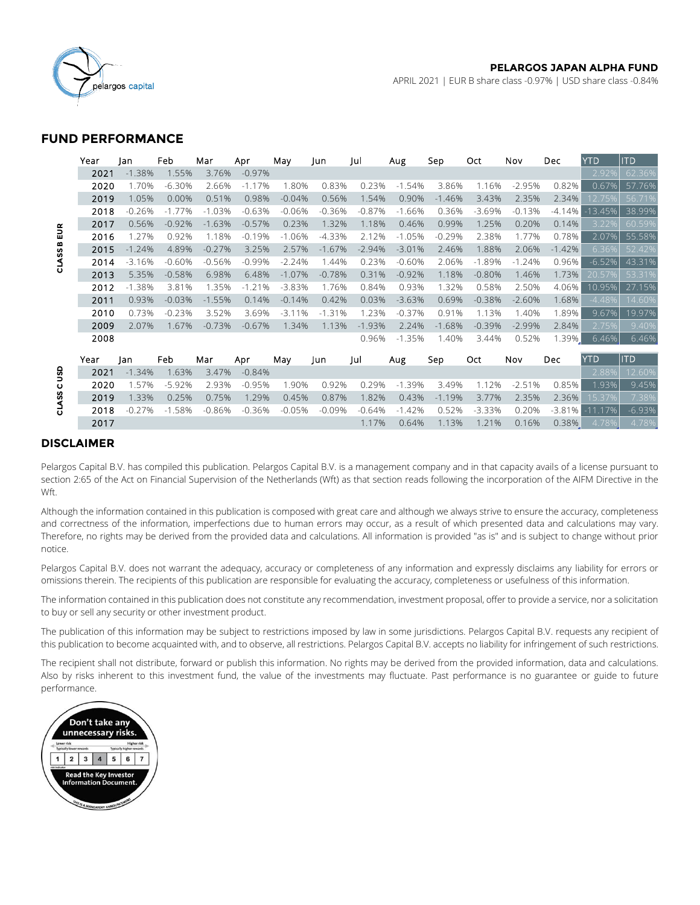**PELARGOS JAPAN ALPHA FUND**

APRIL 2021 | EUR B share class -0.97% | USD share class -0.84%

## FUND PERFORMANCE

**CLASS B EUR**

| Year | Jan | Feb | Mar | Apr | May | Jun | Jul | Aug | Sep | Oct | Nov | Dec | YTD | ITD |
|---|---|---|---|---|---|---|---|---|---|---|---|---|---|---|
| 2021 | -1.38% | 1.55% | 3.76% | -0.97% | | | | | | | | | 2.92% | 62.36% |
| 2020 | 1.70% | -6.30% | 2.66% | -1.17% | 1.80% | 0.83% | 0.23% | -1.54% | 3.86% | 1.16% | -2.95% | 0.82% | 0.67% | 57.76% |
| 2019 | 1.05% | 0.00% | 0.51% | 0.98% | -0.04% | 0.56% | 1.54% | 0.90% | -1.46% | 3.43% | 2.35% | 2.34% | 12.75% | 56.71% |
| 2018 | -0.26% | -1.77% | -1.03% | -0.63% | -0.06% | -0.36% | -0.87% | -1.66% | 0.36% | -3.69% | -0.13% | -4.14% | -13.45% | 38.99% |
| 2017 | 0.56% | -0.92% | -1.63% | -0.57% | 0.23% | 1.32% | 1.18% | 0.46% | 0.99% | 1.25% | 0.20% | 0.14% | 3.22% | 60.59% |
| 2016 | 1.27% | 0.92% | 1.18% | -0.19% | -1.06% | -4.33% | 2.12% | -1.05% | -0.29% | 2.38% | 1.77% | 0.78% | 2.07% | 55.58% |
| 2015 | -1.24% | 4.89% | -0.27% | 3.25% | 2.57% | -1.67% | -2.94% | -3.01% | 2.46% | 1.88% | 2.06% | -1.42% | 6.36% | 52.42% |
| 2014 | -3.16% | -0.60% | -0.56% | -0.99% | -2.24% | 1.44% | 0.23% | -0.60% | 2.06% | -1.89% | -1.24% | 0.96% | -6.52% | 43.31% |
| 2013 | 5.35% | -0.58% | 6.98% | 6.48% | -1.07% | -0.78% | 0.31% | -0.92% | 1.18% | -0.80% | 1.46% | 1.73% | 20.57% | 53.31% |
| 2012 | -1.38% | 3.81% | 1.35% | -1.21% | -3.83% | 1.76% | 0.84% | 0.93% | 1.32% | 0.58% | 2.50% | 4.06% | 10.95% | 27.15% |
| 2011 | 0.93% | -0.03% | -1.55% | 0.14% | -0.14% | 0.42% | 0.03% | -3.63% | 0.69% | -0.38% | -2.60% | 1.68% | -4.48% | 14.60% |
| 2010 | 0.73% | -0.23% | 3.52% | 3.69% | -3.11% | -1.31% | 1.23% | -0.37% | 0.91% | 1.13% | 1.40% | 1.89% | 9.67% | 19.97% |
| 2009 | 2.07% | 1.67% | -0.73% | -0.67% | 1.34% | 1.13% | -1.93% | 2.24% | -1.68% | -0.39% | -2.99% | 2.84% | 2.75% | 9.40% |
| 2008 | | | | | | | 0.96% | -1.35% | 1.40% | 3.44% | 0.52% | 1.39% | 6.46% | 6.46% |

**CLASS C USD**

| Year | Jan | Feb | Mar | Apr | May | Jun | Jul | Aug | Sep | Oct | Nov | Dec | YTD | ITD |
|---|---|---|---|---|---|---|---|---|---|---|---|---|---|---|
| 2021 | -1.34% | 1.63% | 3.47% | -0.84% | | | | | | | | | 2.88% | 12.60% |
| 2020 | 1.57% | -5.92% | 2.93% | -0.95% | 1.90% | 0.92% | 0.29% | -1.39% | 3.49% | 1.12% | -2.51% | 0.85% | 1.93% | 9.45% |
| 2019 | 1.33% | 0.25% | 0.75% | 1.29% | 0.45% | 0.87% | 1.82% | 0.43% | -1.19% | 3.77% | 2.35% | 2.36% | 15.37% | 7.38% |
| 2018 | -0.27% | -1.58% | -0.86% | -0.36% | -0.05% | -0.09% | -0.64% | -1.42% | 0.52% | -3.33% | 0.20% | -3.81% | -11.17% | -6.93% |
| 2017 | | | | | | | 1.17% | 0.64% | 1.13% | 1.21% | 0.16% | 0.38% | 4.78% | 4.78% |

## DISCLAIMER

Pelargos Capital B.V. has compiled this publication. Pelargos Capital B.V. is a management company and in that capacity avails of a license pursuant to section 2:65 of the Act on Financial Supervision of the Netherlands (Wft) as that section reads following the incorporation of the AIFM Directive in the Wft.

Although the information contained in this publication is composed with great care and although we always strive to ensure the accuracy, completeness and correctness of the information, imperfections due to human errors may occur, as a result of which presented data and calculations may vary. Therefore, no rights may be derived from the provided data and calculations. All information is provided "as is" and is subject to change without prior notice.

Pelargos Capital B.V. does not warrant the adequacy, accuracy or completeness of any information and expressly disclaims any liability for errors or omissions therein. The recipients of this publication are responsible for evaluating the accuracy, completeness or usefulness of this information.

The information contained in this publication does not constitute any recommendation, investment proposal, offer to provide a service, nor a solicitation to buy or sell any security or other investment product.

The publication of this information may be subject to restrictions imposed by law in some jurisdictions. Pelargos Capital B.V. requests any recipient of this publication to become acquainted with, and to observe, all restrictions. Pelargos Capital B.V. accepts no liability for infringement of such restrictions.

The recipient shall not distribute, forward or publish this information. No rights may be derived from the provided information, data and calculations. Also by risks inherent to this investment fund, the value of the investments may fluctuate. Past performance is no guarantee or guide to future performance.

Don't take any unnecessary risks.

Lower risk — Higher risk

Typically lower rewards — Typically higher rewards

1 2 3 4 5 6 7

Risk indicator

Read the Key Investor Information Document.

THIS IS A MANDATORY ANNOUNCEMENT